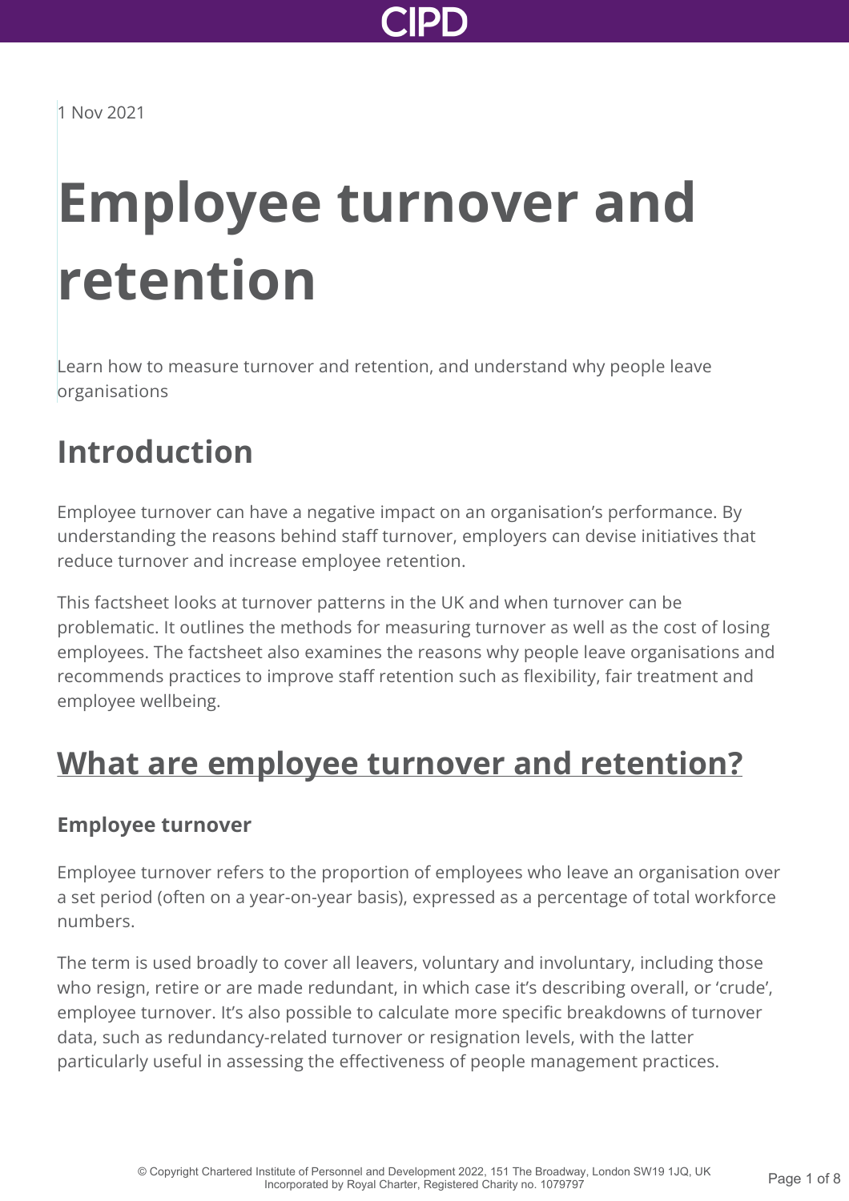1 Nov 2021

# Employee turnover and retention

Learn how to measure turnover and retention, and understand why people leave organisations

## Introduction

Employee turnover can have a negative impact on an organisation's performance. By understanding the reasons behind staff turnover, employers can devise initiatives that reduce turnover and increase employee retention.

This factsheet looks at turnover patterns in the UK and when turnover can be problematic. It outlines the methods for measuring turnover as well as the cost of losing employees. The factsheet also examines the reasons why people leave organisations and recommends practices to improve staff retention such as flexibility, fair treatment and employee wellbeing.

## What are employee turnover and retention?

### Employee turnover

Employee turnover refers to the proportion of employees who leave an organisation over a set period (often on a year-on-year basis), expressed as a percentage of total workforce numbers.

The term is used broadly to cover all leavers, voluntary and involuntary, including those who resign, retire or are made redundant, in which case it's describing overall, or 'crude', employee turnover. It's also possible to calculate more specific breakdowns of turnover data, such as redundancy-related turnover or resignation levels, with the latter particularly useful in assessing the effectiveness of people management practices.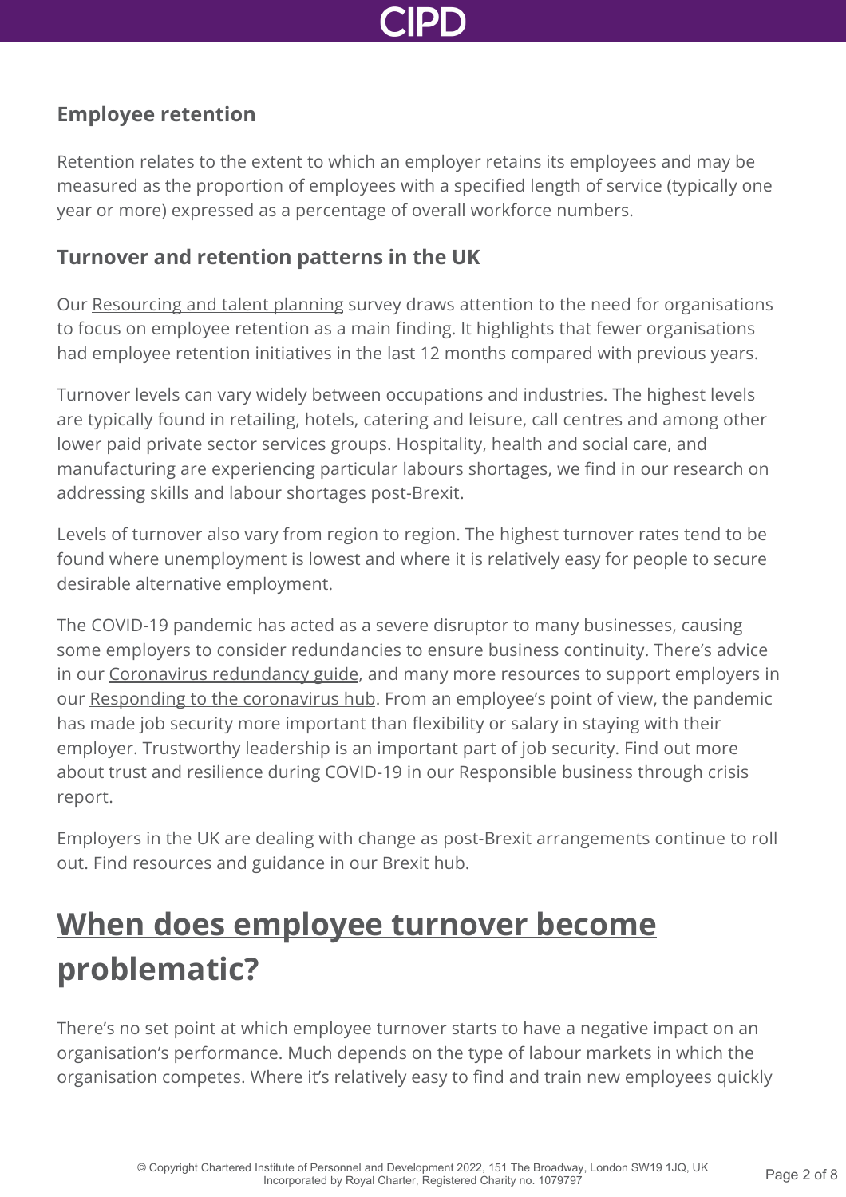### Employee retention

Retention relates to the extent to which an employer retains its employees and may be measured as the proportion of employees with a specified length of service (typically one year or more) expressed as a percentage of overall workforce numbers.

### Turnover and retention patterns in the UK

Our Resourcing and talent planning survey draws attention to the need for organisations to focus on employee retention as a main finding. It highlights that fewer organisations had employee retention initiatives in the last 12 months compared with previous years.

Turnover levels can vary widely between occupations and industries. The highest levels are typically found in retailing, hotels, catering and leisure, call centres and among other lower paid private sector services groups. Hospitality, health and social care, and manufacturing are experiencing particular labours shortages, we find in our research on addressing skills and labour shortages post-Brexit.

Levels of turnover also vary from region to region. The highest turnover rates tend to be found where unemployment is lowest and where it is relatively easy for people to secure desirable alternative employment.

The COVID-19 pandemic has acted as a severe disruptor to many businesses, causing some employers to consider redundancies to ensure business continuity. There's advice in our Coronavirus redundancy guide, and many more resources to support employers in our Responding to the coronavirus hub. From an employee's point of view, the pandemic has made job security more important than flexibility or salary in staying with their employer. Trustworthy leadership is an important part of job security. Find out more about trust and resilience during COVID-19 in our Responsible business through crisis report.

Employers in the UK are dealing with change as post-Brexit arrangements continue to roll out. Find resources and guidance in our Brexit hub.

## When does employee turnover become problematic?

There's no set point at which employee turnover starts to have a negative impact on an organisation's performance. Much depends on the type of labour markets in which the organisation competes. Where it's relatively easy to find and train new employees quickly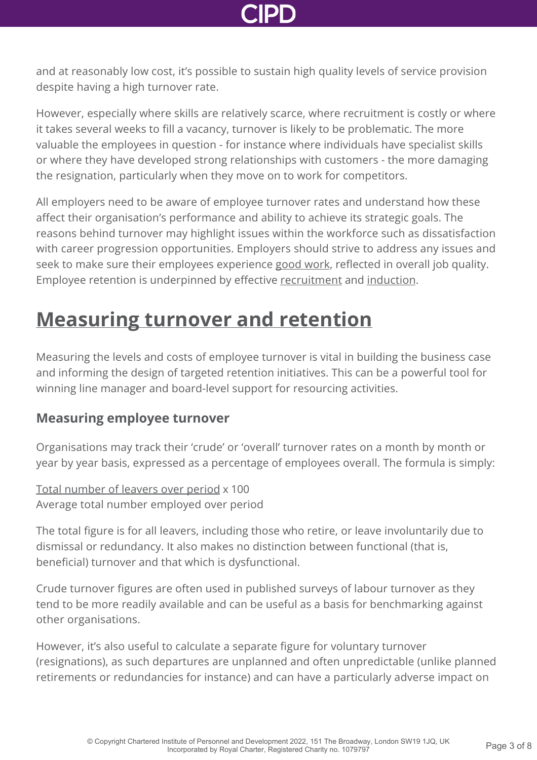and at reasonably low cost, it's possible to sustain high quality levels of service provision despite having a high turnover rate.

However, especially where skills are relatively scarce, where recruitment is costly or where it takes several weeks to fill a vacancy, turnover is likely to be problematic. The more valuable the employees in question - for instance where individuals have specialist skills or where they have developed strong relationships with customers - the more damaging the resignation, particularly when they move on to work for competitors.

All employers need to be aware of employee turnover rates and understand how these affect their organisation's performance and ability to achieve its strategic goals. The reasons behind turnover may highlight issues within the workforce such as dissatisfaction with career progression opportunities. Employers should strive to address any issues and seek to make sure their employees experience good work, reflected in overall job quality. Employee retention is underpinned by effective recruitment and induction.

## Measuring turnover and retention

Measuring the levels and costs of employee turnover is vital in building the business case and informing the design of targeted retention initiatives. This can be a powerful tool for winning line manager and board-level support for resourcing activities.

### Measuring employee turnover

Organisations may track their 'crude' or 'overall' turnover rates on a month by month or year by year basis, expressed as a percentage of employees overall. The formula is simply:

$$\frac{\text{Total number of leavers over period}}{\text{Average total number employed over period}} \times 100$$

The total figure is for all leavers, including those who retire, or leave involuntarily due to dismissal or redundancy. It also makes no distinction between functional (that is, beneficial) turnover and that which is dysfunctional.

Crude turnover figures are often used in published surveys of labour turnover as they tend to be more readily available and can be useful as a basis for benchmarking against other organisations.

However, it's also useful to calculate a separate figure for voluntary turnover (resignations), as such departures are unplanned and often unpredictable (unlike planned retirements or redundancies for instance) and can have a particularly adverse impact on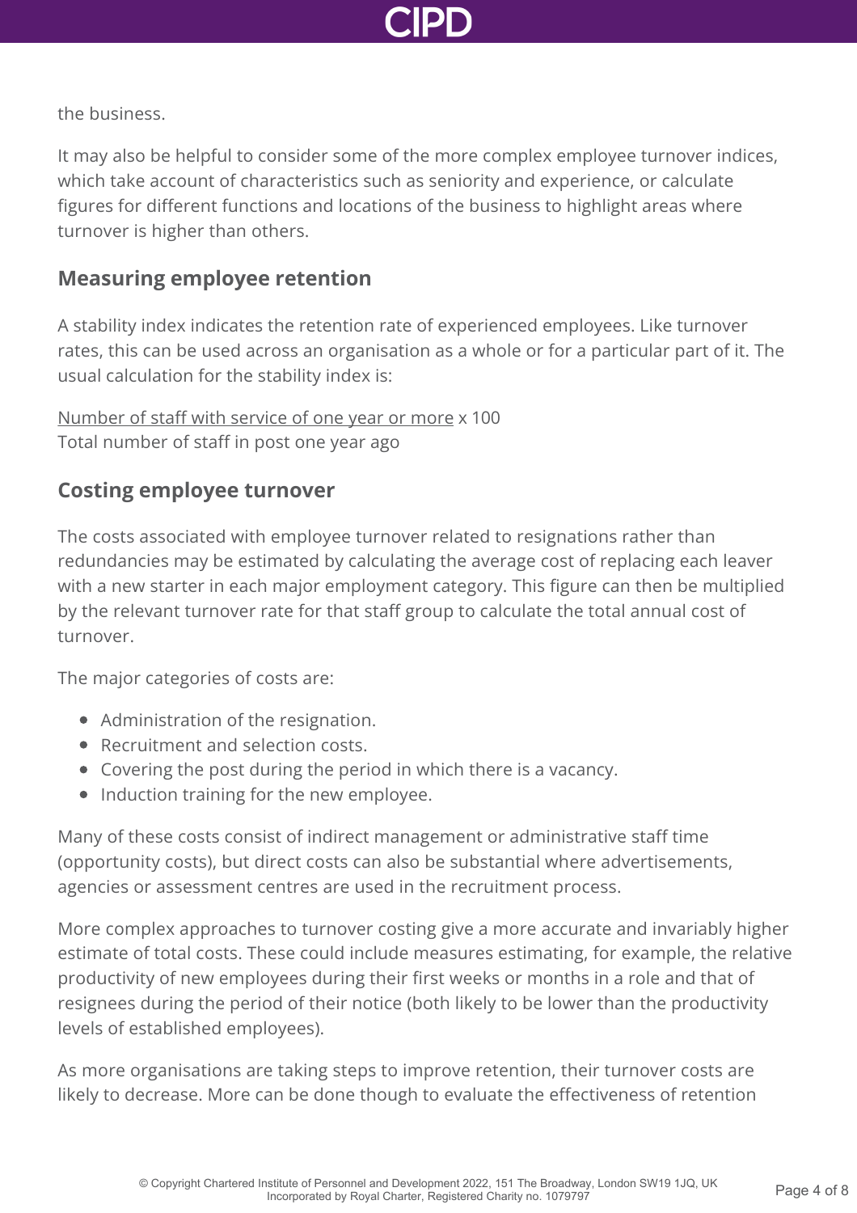the business.

It may also be helpful to consider some of the more complex employee turnover indices, which take account of characteristics such as seniority and experience, or calculate figures for different functions and locations of the business to highlight areas where turnover is higher than others.

## Measuring employee retention

A stability index indicates the retention rate of experienced employees. Like turnover rates, this can be used across an organisation as a whole or for a particular part of it. The usual calculation for the stability index is:

$$\frac{\text{Number of staff with service of one year or more}}{\text{Total number of staff in post one year ago}} \times 100$$

## Costing employee turnover

The costs associated with employee turnover related to resignations rather than redundancies may be estimated by calculating the average cost of replacing each leaver with a new starter in each major employment category. This figure can then be multiplied by the relevant turnover rate for that staff group to calculate the total annual cost of turnover.

The major categories of costs are:

- Administration of the resignation.
- Recruitment and selection costs.
- Covering the post during the period in which there is a vacancy.
- Induction training for the new employee.

Many of these costs consist of indirect management or administrative staff time (opportunity costs), but direct costs can also be substantial where advertisements, agencies or assessment centres are used in the recruitment process.

More complex approaches to turnover costing give a more accurate and invariably higher estimate of total costs. These could include measures estimating, for example, the relative productivity of new employees during their first weeks or months in a role and that of resignees during the period of their notice (both likely to be lower than the productivity levels of established employees).

As more organisations are taking steps to improve retention, their turnover costs are likely to decrease. More can be done though to evaluate the effectiveness of retention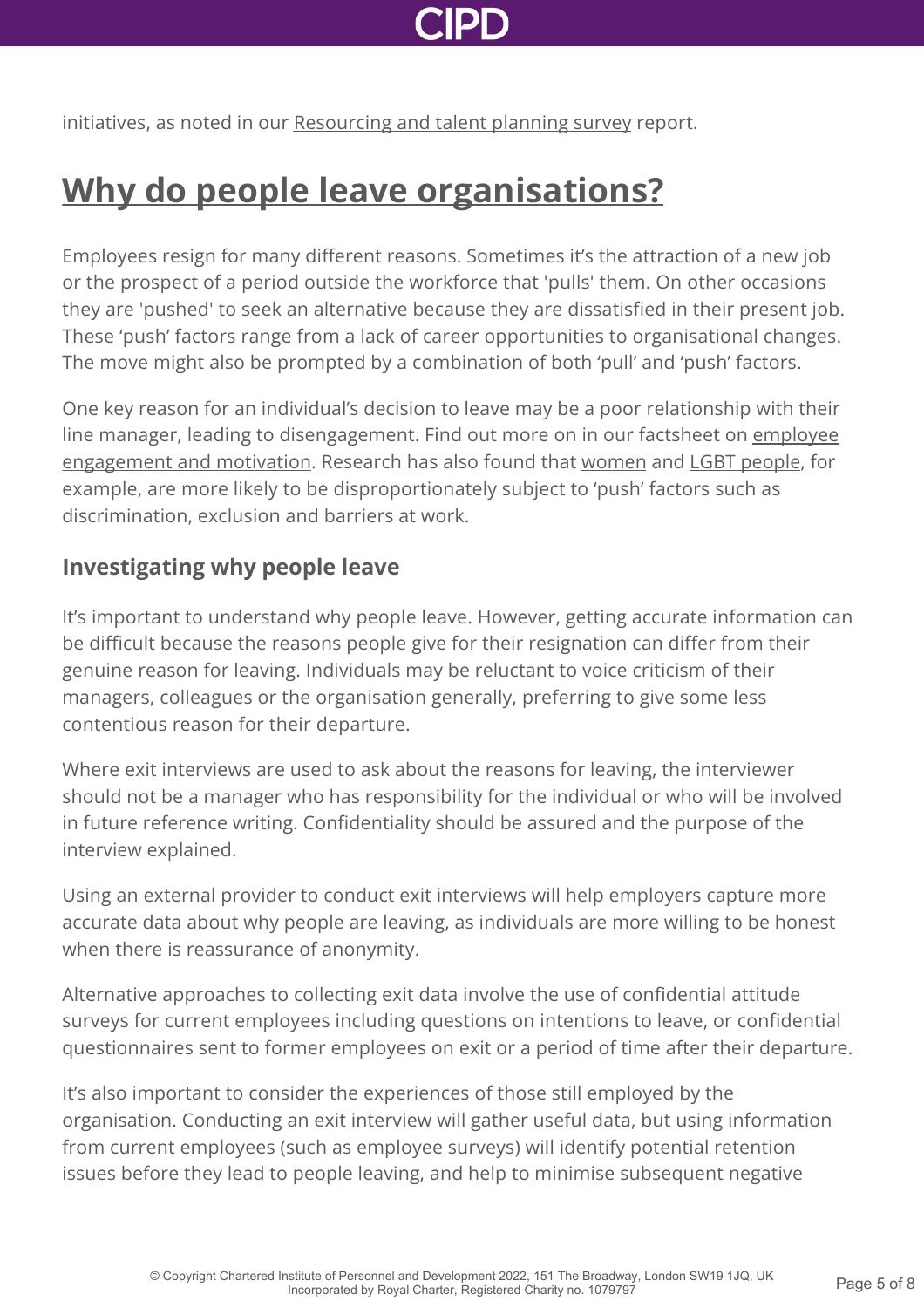initiatives, as noted in our Resourcing and talent planning survey report.

## Why do people leave organisations?

Employees resign for many different reasons. Sometimes it's the attraction of a new job or the prospect of a period outside the workforce that 'pulls' them. On other occasions they are 'pushed' to seek an alternative because they are dissatisfied in their present job. These 'push' factors range from a lack of career opportunities to organisational changes. The move might also be prompted by a combination of both 'pull' and 'push' factors.

One key reason for an individual's decision to leave may be a poor relationship with their line manager, leading to disengagement. Find out more on in our factsheet on employee engagement and motivation. Research has also found that women and LGBT people, for example, are more likely to be disproportionately subject to 'push' factors such as discrimination, exclusion and barriers at work.

### Investigating why people leave

It's important to understand why people leave. However, getting accurate information can be difficult because the reasons people give for their resignation can differ from their genuine reason for leaving. Individuals may be reluctant to voice criticism of their managers, colleagues or the organisation generally, preferring to give some less contentious reason for their departure.

Where exit interviews are used to ask about the reasons for leaving, the interviewer should not be a manager who has responsibility for the individual or who will be involved in future reference writing. Confidentiality should be assured and the purpose of the interview explained.

Using an external provider to conduct exit interviews will help employers capture more accurate data about why people are leaving, as individuals are more willing to be honest when there is reassurance of anonymity.

Alternative approaches to collecting exit data involve the use of confidential attitude surveys for current employees including questions on intentions to leave, or confidential questionnaires sent to former employees on exit or a period of time after their departure.

It's also important to consider the experiences of those still employed by the organisation. Conducting an exit interview will gather useful data, but using information from current employees (such as employee surveys) will identify potential retention issues before they lead to people leaving, and help to minimise subsequent negative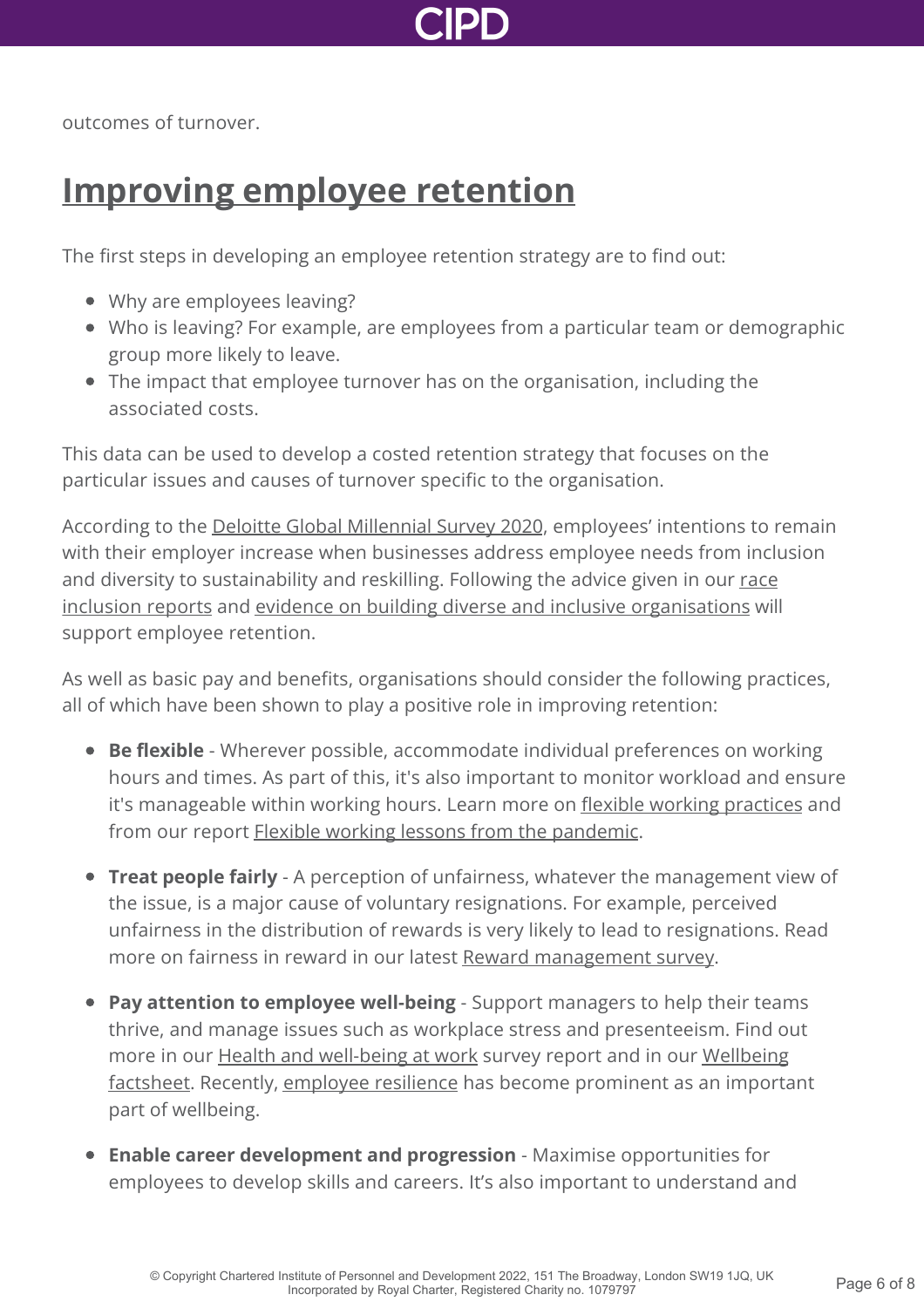outcomes of turnover.

## Improving employee retention

The first steps in developing an employee retention strategy are to find out:

- Why are employees leaving?
- Who is leaving? For example, are employees from a particular team or demographic group more likely to leave.
- The impact that employee turnover has on the organisation, including the associated costs.

This data can be used to develop a costed retention strategy that focuses on the particular issues and causes of turnover specific to the organisation.

According to the Deloitte Global Millennial Survey 2020, employees' intentions to remain with their employer increase when businesses address employee needs from inclusion and diversity to sustainability and reskilling. Following the advice given in our race inclusion reports and evidence on building diverse and inclusive organisations will support employee retention.

As well as basic pay and benefits, organisations should consider the following practices, all of which have been shown to play a positive role in improving retention:

- **Be flexible** - Wherever possible, accommodate individual preferences on working hours and times. As part of this, it's also important to monitor workload and ensure it's manageable within working hours. Learn more on flexible working practices and from our report Flexible working lessons from the pandemic.

- **Treat people fairly** - A perception of unfairness, whatever the management view of the issue, is a major cause of voluntary resignations. For example, perceived unfairness in the distribution of rewards is very likely to lead to resignations. Read more on fairness in reward in our latest Reward management survey.

- **Pay attention to employee well-being** - Support managers to help their teams thrive, and manage issues such as workplace stress and presenteeism. Find out more in our Health and well-being at work survey report and in our Wellbeing factsheet. Recently, employee resilience has become prominent as an important part of wellbeing.

- **Enable career development and progression** - Maximise opportunities for employees to develop skills and careers. It's also important to understand and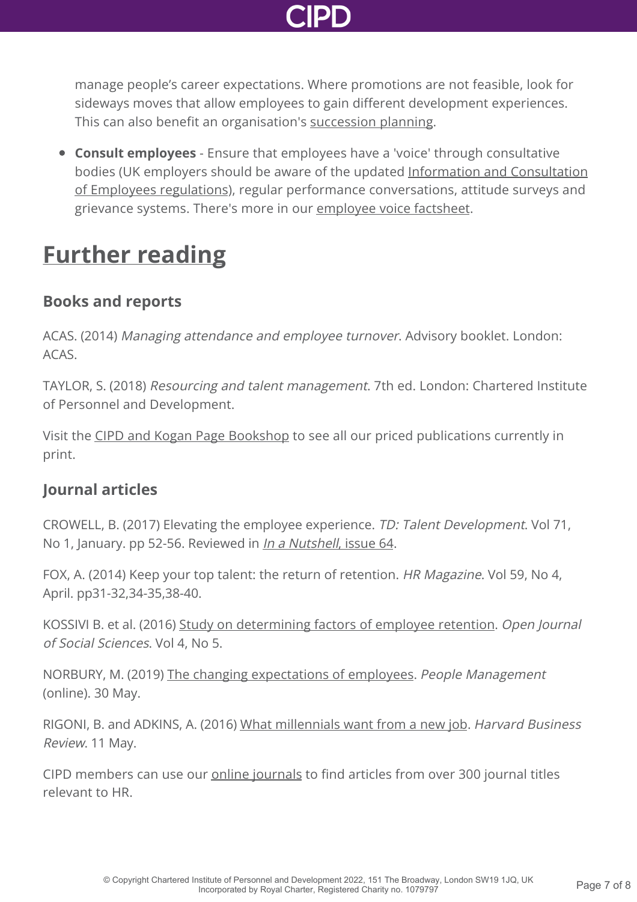manage people's career expectations. Where promotions are not feasible, look for sideways moves that allow employees to gain different development experiences. This can also benefit an organisation's succession planning.

- **Consult employees** - Ensure that employees have a 'voice' through consultative bodies (UK employers should be aware of the updated Information and Consultation of Employees regulations), regular performance conversations, attitude surveys and grievance systems. There's more in our employee voice factsheet.

# Further reading

## Books and reports

ACAS. (2014) *Managing attendance and employee turnover*. Advisory booklet. London: ACAS.

TAYLOR, S. (2018) *Resourcing and talent management*. 7th ed. London: Chartered Institute of Personnel and Development.

Visit the CIPD and Kogan Page Bookshop to see all our priced publications currently in print.

## Journal articles

CROWELL, B. (2017) Elevating the employee experience. *TD: Talent Development*. Vol 71, No 1, January. pp 52-56. Reviewed in *In a Nutshell*, issue 64.

FOX, A. (2014) Keep your top talent: the return of retention. *HR Magazine*. Vol 59, No 4, April. pp31-32,34-35,38-40.

KOSSIVI B. et al. (2016) Study on determining factors of employee retention. *Open Journal of Social Sciences*. Vol 4, No 5.

NORBURY, M. (2019) The changing expectations of employees. *People Management* (online). 30 May.

RIGONI, B. and ADKINS, A. (2016) What millennials want from a new job. *Harvard Business Review*. 11 May.

CIPD members can use our online journals to find articles from over 300 journal titles relevant to HR.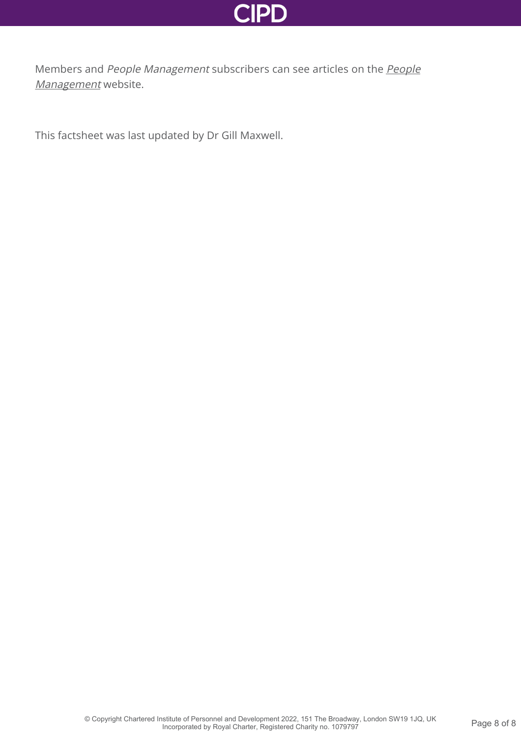Members and *People Management* subscribers can see articles on the *People Management* website.

This factsheet was last updated by Dr Gill Maxwell.